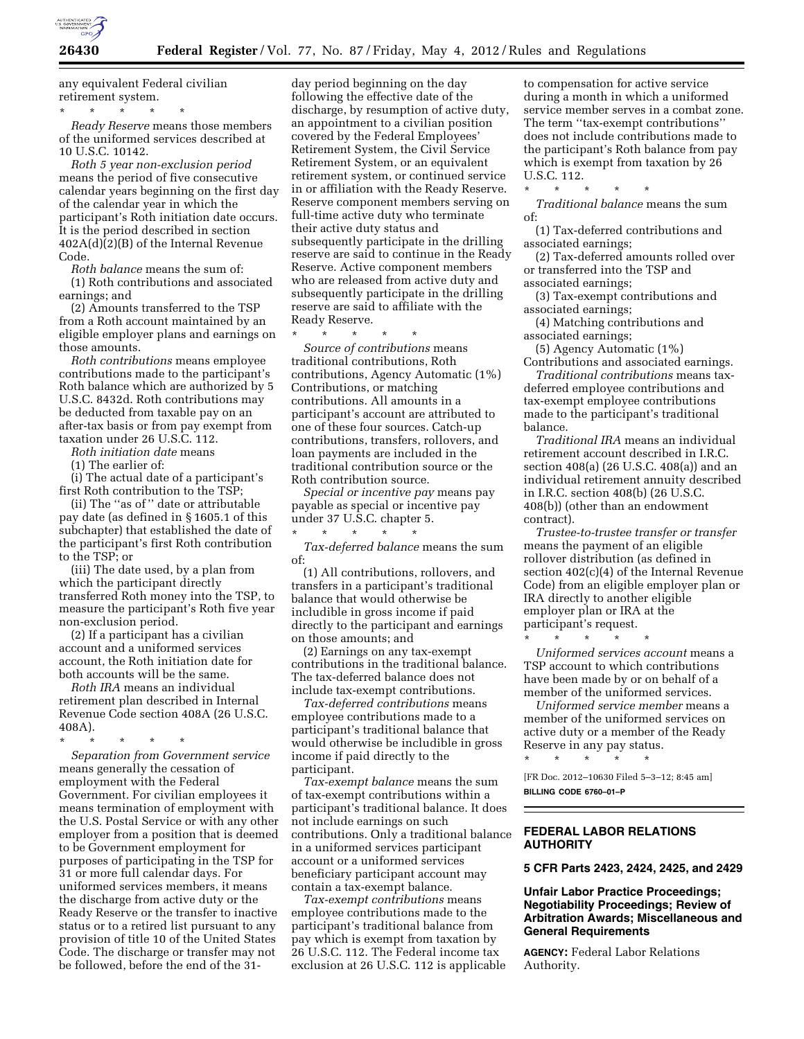any equivalent Federal civilian retirement system.

\* \* \* \* \*

*Ready Reserve* means those members of the uniformed services described at 10 U.S.C. 10142.

*Roth 5 year non-exclusion period* means the period of five consecutive calendar years beginning on the first day of the calendar year in which the participant's Roth initiation date occurs. It is the period described in section 402A(d)(2)(B) of the Internal Revenue Code.

*Roth balance* means the sum of:

(1) Roth contributions and associated earnings; and

(2) Amounts transferred to the TSP from a Roth account maintained by an eligible employer plans and earnings on those amounts.

*Roth contributions* means employee contributions made to the participant's Roth balance which are authorized by 5 U.S.C. 8432d. Roth contributions may be deducted from taxable pay on an after-tax basis or from pay exempt from taxation under 26 U.S.C. 112.

*Roth initiation date* means

(1) The earlier of:

(i) The actual date of a participant's first Roth contribution to the TSP;

(ii) The "as of" date or attributable pay date (as defined in § 1605.1 of this subchapter) that established the date of the participant's first Roth contribution to the TSP; or

(iii) The date used, by a plan from which the participant directly transferred Roth money into the TSP, to measure the participant's Roth five year non-exclusion period.

(2) If a participant has a civilian account and a uniformed services account, the Roth initiation date for both accounts will be the same.

*Roth IRA* means an individual retirement plan described in Internal Revenue Code section 408A (26 U.S.C. 408A).

\* \* \* \* \*

*Separation from Government service* means generally the cessation of employment with the Federal Government. For civilian employees it means termination of employment with the U.S. Postal Service or with any other employer from a position that is deemed to be Government employment for purposes of participating in the TSP for 31 or more full calendar days. For uniformed services members, it means the discharge from active duty or the Ready Reserve or the transfer to inactive status or to a retired list pursuant to any provision of title 10 of the United States Code. The discharge or transfer may not be followed, before the end of the 31-day period beginning on the day following the effective date of the discharge, by resumption of active duty, an appointment to a civilian position covered by the Federal Employees' Retirement System, the Civil Service Retirement System, or an equivalent retirement system, or continued service in or affiliation with the Ready Reserve. Reserve component members serving on full-time active duty who terminate their active duty status and subsequently participate in the drilling reserve are said to continue in the Ready Reserve. Active component members who are released from active duty and subsequently participate in the drilling reserve are said to affiliate with the Ready Reserve.

\* \* \* \* \*

*Source of contributions* means traditional contributions, Roth contributions, Agency Automatic (1%) Contributions, or matching contributions. All amounts in a participant's account are attributed to one of these four sources. Catch-up contributions, transfers, rollovers, and loan payments are included in the traditional contribution source or the Roth contribution source.

*Special or incentive pay* means pay payable as special or incentive pay under 37 U.S.C. chapter 5.

\* \* \* \* \*

*Tax-deferred balance* means the sum of:

(1) All contributions, rollovers, and transfers in a participant's traditional balance that would otherwise be includible in gross income if paid directly to the participant and earnings on those amounts; and

(2) Earnings on any tax-exempt contributions in the traditional balance. The tax-deferred balance does not include tax-exempt contributions.

*Tax-deferred contributions* means employee contributions made to a participant's traditional balance that would otherwise be includible in gross income if paid directly to the participant.

*Tax-exempt balance* means the sum of tax-exempt contributions within a participant's traditional balance. It does not include earnings on such contributions. Only a traditional balance in a uniformed services participant account or a uniformed services beneficiary participant account may contain a tax-exempt balance.

*Tax-exempt contributions* means employee contributions made to the participant's traditional balance from pay which is exempt from taxation by 26 U.S.C. 112. The Federal income tax exclusion at 26 U.S.C. 112 is applicable to compensation for active service during a month in which a uniformed service member serves in a combat zone. The term "tax-exempt contributions" does not include contributions made to the participant's Roth balance from pay which is exempt from taxation by 26 U.S.C. 112.

\* \* \* \* \*

*Traditional balance* means the sum of:

(1) Tax-deferred contributions and associated earnings;

(2) Tax-deferred amounts rolled over or transferred into the TSP and associated earnings;

(3) Tax-exempt contributions and associated earnings;

(4) Matching contributions and associated earnings;

(5) Agency Automatic (1%) Contributions and associated earnings.

*Traditional contributions* means tax-deferred employee contributions and tax-exempt employee contributions made to the participant's traditional balance.

*Traditional IRA* means an individual retirement account described in I.R.C. section 408(a) (26 U.S.C. 408(a)) and an individual retirement annuity described in I.R.C. section 408(b) (26 U.S.C. 408(b)) (other than an endowment contract).

*Trustee-to-trustee transfer or transfer* means the payment of an eligible rollover distribution (as defined in section 402(c)(4) of the Internal Revenue Code) from an eligible employer plan or IRA directly to another eligible employer plan or IRA at the participant's request.

\* \* \* \* \*

*Uniformed services account* means a TSP account to which contributions have been made by or on behalf of a member of the uniformed services.

*Uniformed service member* means a member of the uniformed services on active duty or a member of the Ready Reserve in any pay status.

\* \* \* \* \*

[FR Doc. 2012–10630 Filed 5–3–12; 8:45 am]

**BILLING CODE 6760–01–P**

## FEDERAL LABOR RELATIONS AUTHORITY

### 5 CFR Parts 2423, 2424, 2425, and 2429

### Unfair Labor Practice Proceedings; Negotiability Proceedings; Review of Arbitration Awards; Miscellaneous and General Requirements

**AGENCY:** Federal Labor Relations Authority.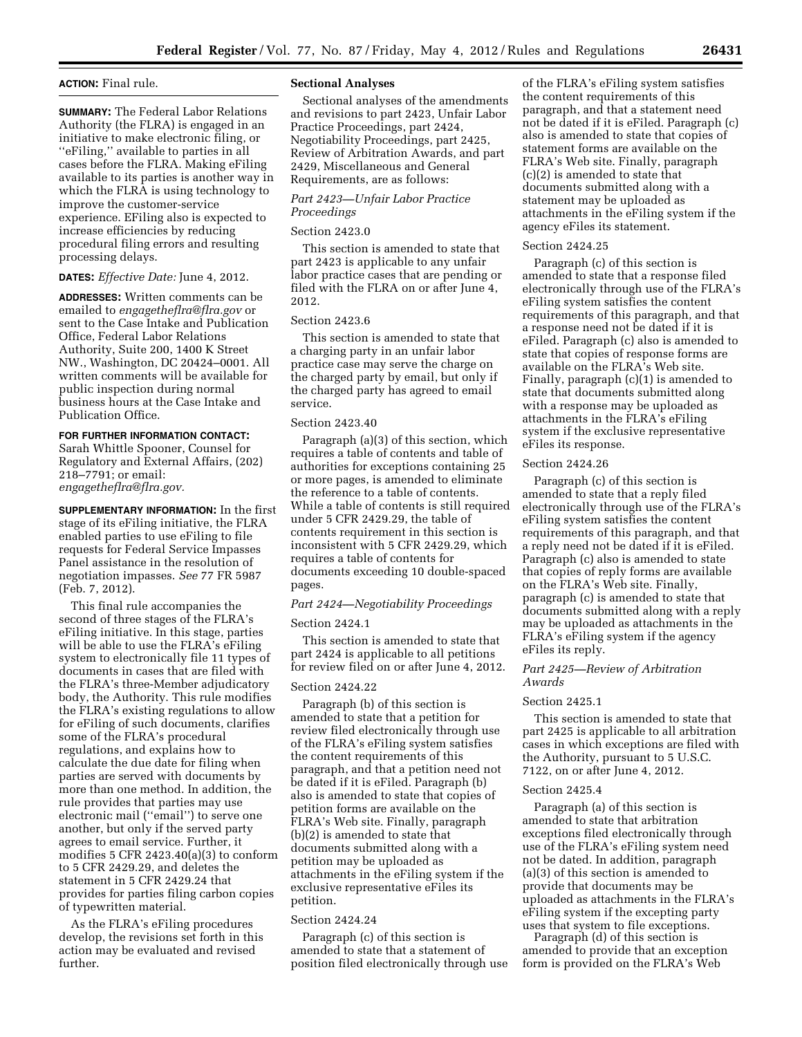**ACTION:** Final rule.

**SUMMARY:** The Federal Labor Relations Authority (the FLRA) is engaged in an initiative to make electronic filing, or ''eFiling,'' available to parties in all cases before the FLRA. Making eFiling available to its parties is another way in which the FLRA is using technology to improve the customer-service experience. EFiling also is expected to increase efficiencies by reducing procedural filing errors and resulting processing delays.

**DATES:** *Effective Date:* June 4, 2012.

**ADDRESSES:** Written comments can be emailed to *engagetheflra@flra.gov* or sent to the Case Intake and Publication Office, Federal Labor Relations Authority, Suite 200, 1400 K Street NW., Washington, DC 20424–0001. All written comments will be available for public inspection during normal business hours at the Case Intake and Publication Office.

**FOR FURTHER INFORMATION CONTACT:** Sarah Whittle Spooner, Counsel for Regulatory and External Affairs, (202) 218–7791; or email: *engagetheflra@flra.gov.*

**SUPPLEMENTARY INFORMATION:** In the first stage of its eFiling initiative, the FLRA enabled parties to use eFiling to file requests for Federal Service Impasses Panel assistance in the resolution of negotiation impasses. *See* 77 FR 5987 (Feb. 7, 2012).

This final rule accompanies the second of three stages of the FLRA's eFiling initiative. In this stage, parties will be able to use the FLRA's eFiling system to electronically file 11 types of documents in cases that are filed with the FLRA's three-Member adjudicatory body, the Authority. This rule modifies the FLRA's existing regulations to allow for eFiling of such documents, clarifies some of the FLRA's procedural regulations, and explains how to calculate the due date for filing when parties are served with documents by more than one method. In addition, the rule provides that parties may use electronic mail (''email'') to serve one another, but only if the served party agrees to email service. Further, it modifies 5 CFR 2423.40(a)(3) to conform to 5 CFR 2429.29, and deletes the statement in 5 CFR 2429.24 that provides for parties filing carbon copies of typewritten material.

As the FLRA's eFiling procedures develop, the revisions set forth in this action may be evaluated and revised further.

**Sectional Analyses**

Sectional analyses of the amendments and revisions to part 2423, Unfair Labor Practice Proceedings, part 2424, Negotiability Proceedings, part 2425, Review of Arbitration Awards, and part 2429, Miscellaneous and General Requirements, are as follows:

*Part 2423—Unfair Labor Practice Proceedings*

Section 2423.0

This section is amended to state that part 2423 is applicable to any unfair labor practice cases that are pending or filed with the FLRA on or after June 4, 2012.

Section 2423.6

This section is amended to state that a charging party in an unfair labor practice case may serve the charge on the charged party by email, but only if the charged party has agreed to email service.

Section 2423.40

Paragraph (a)(3) of this section, which requires a table of contents and table of authorities for exceptions containing 25 or more pages, is amended to eliminate the reference to a table of contents. While a table of contents is still required under 5 CFR 2429.29, the table of contents requirement in this section is inconsistent with 5 CFR 2429.29, which requires a table of contents for documents exceeding 10 double-spaced pages.

*Part 2424—Negotiability Proceedings*

Section 2424.1

This section is amended to state that part 2424 is applicable to all petitions for review filed on or after June 4, 2012.

Section 2424.22

Paragraph (b) of this section is amended to state that a petition for review filed electronically through use of the FLRA's eFiling system satisfies the content requirements of this paragraph, and that a petition need not be dated if it is eFiled. Paragraph (b) also is amended to state that copies of petition forms are available on the FLRA's Web site. Finally, paragraph (b)(2) is amended to state that documents submitted along with a petition may be uploaded as attachments in the eFiling system if the exclusive representative eFiles its petition.

Section 2424.24

Paragraph (c) of this section is amended to state that a statement of position filed electronically through use of the FLRA's eFiling system satisfies the content requirements of this paragraph, and that a statement need not be dated if it is eFiled. Paragraph (c) also is amended to state that copies of statement forms are available on the FLRA's Web site. Finally, paragraph (c)(2) is amended to state that documents submitted along with a statement may be uploaded as attachments in the eFiling system if the agency eFiles its statement.

Section 2424.25

Paragraph (c) of this section is amended to state that a response filed electronically through use of the FLRA's eFiling system satisfies the content requirements of this paragraph, and that a response need not be dated if it is eFiled. Paragraph (c) also is amended to state that copies of response forms are available on the FLRA's Web site. Finally, paragraph (c)(1) is amended to state that documents submitted along with a response may be uploaded as attachments in the FLRA's eFiling system if the exclusive representative eFiles its response.

Section 2424.26

Paragraph (c) of this section is amended to state that a reply filed electronically through use of the FLRA's eFiling system satisfies the content requirements of this paragraph, and that a reply need not be dated if it is eFiled. Paragraph (c) also is amended to state that copies of reply forms are available on the FLRA's Web site. Finally, paragraph (c) is amended to state that documents submitted along with a reply may be uploaded as attachments in the FLRA's eFiling system if the agency eFiles its reply.

*Part 2425—Review of Arbitration Awards*

Section 2425.1

This section is amended to state that part 2425 is applicable to all arbitration cases in which exceptions are filed with the Authority, pursuant to 5 U.S.C. 7122, on or after June 4, 2012.

Section 2425.4

Paragraph (a) of this section is amended to state that arbitration exceptions filed electronically through use of the FLRA's eFiling system need not be dated. In addition, paragraph (a)(3) of this section is amended to provide that documents may be uploaded as attachments in the FLRA's eFiling system if the excepting party uses that system to file exceptions.

Paragraph (d) of this section is amended to provide that an exception form is provided on the FLRA's Web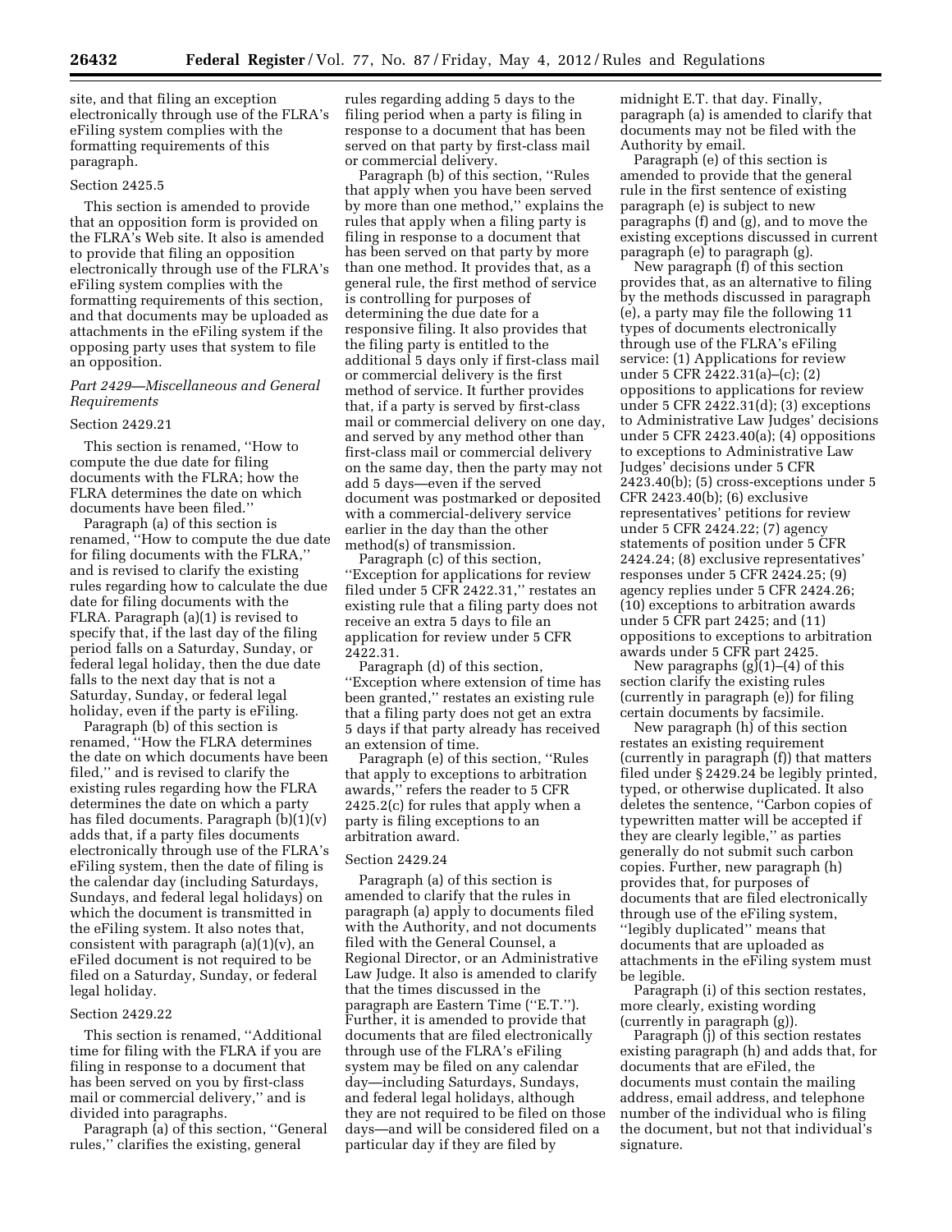site, and that filing an exception electronically through use of the FLRA's eFiling system complies with the formatting requirements of this paragraph.

Section 2425.5

This section is amended to provide that an opposition form is provided on the FLRA's Web site. It also is amended to provide that filing an opposition electronically through use of the FLRA's eFiling system complies with the formatting requirements of this section, and that documents may be uploaded as attachments in the eFiling system if the opposing party uses that system to file an opposition.

*Part 2429—Miscellaneous and General Requirements*

Section 2429.21

This section is renamed, ''How to compute the due date for filing documents with the FLRA; how the FLRA determines the date on which documents have been filed.''

Paragraph (a) of this section is renamed, ''How to compute the due date for filing documents with the FLRA,'' and is revised to clarify the existing rules regarding how to calculate the due date for filing documents with the FLRA. Paragraph (a)(1) is revised to specify that, if the last day of the filing period falls on a Saturday, Sunday, or federal legal holiday, then the due date falls to the next day that is not a Saturday, Sunday, or federal legal holiday, even if the party is eFiling.

Paragraph (b) of this section is renamed, ''How the FLRA determines the date on which documents have been filed,'' and is revised to clarify the existing rules regarding how the FLRA determines the date on which a party has filed documents. Paragraph (b)(1)(v) adds that, if a party files documents electronically through use of the FLRA's eFiling system, then the date of filing is the calendar day (including Saturdays, Sundays, and federal legal holidays) on which the document is transmitted in the eFiling system. It also notes that, consistent with paragraph (a)(1)(v), an eFiled document is not required to be filed on a Saturday, Sunday, or federal legal holiday.

Section 2429.22

This section is renamed, ''Additional time for filing with the FLRA if you are filing in response to a document that has been served on you by first-class mail or commercial delivery,'' and is divided into paragraphs.

Paragraph (a) of this section, ''General rules,'' clarifies the existing, general rules regarding adding 5 days to the filing period when a party is filing in response to a document that has been served on that party by first-class mail or commercial delivery.

Paragraph (b) of this section, ''Rules that apply when you have been served by more than one method,'' explains the rules that apply when a filing party is filing in response to a document that has been served on that party by more than one method. It provides that, as a general rule, the first method of service is controlling for purposes of determining the due date for a responsive filing. It also provides that the filing party is entitled to the additional 5 days only if first-class mail or commercial delivery is the first method of service. It further provides that, if a party is served by first-class mail or commercial delivery on one day, and served by any method other than first-class mail or commercial delivery on the same day, then the party may not add 5 days—even if the served document was postmarked or deposited with a commercial-delivery service earlier in the day than the other method(s) of transmission.

Paragraph (c) of this section, ''Exception for applications for review filed under 5 CFR 2422.31,'' restates an existing rule that a filing party does not receive an extra 5 days to file an application for review under 5 CFR 2422.31.

Paragraph (d) of this section, ''Exception where extension of time has been granted,'' restates an existing rule that a filing party does not get an extra 5 days if that party already has received an extension of time.

Paragraph (e) of this section, ''Rules that apply to exceptions to arbitration awards,'' refers the reader to 5 CFR 2425.2(c) for rules that apply when a party is filing exceptions to an arbitration award.

Section 2429.24

Paragraph (a) of this section is amended to clarify that the rules in paragraph (a) apply to documents filed with the Authority, and not documents filed with the General Counsel, a Regional Director, or an Administrative Law Judge. It also is amended to clarify that the times discussed in the paragraph are Eastern Time (''E.T.''). Further, it is amended to provide that documents that are filed electronically through use of the FLRA's eFiling system may be filed on any calendar day—including Saturdays, Sundays, and federal legal holidays, although they are not required to be filed on those days—and will be considered filed on a particular day if they are filed by midnight E.T. that day. Finally, paragraph (a) is amended to clarify that documents may not be filed with the Authority by email.

Paragraph (e) of this section is amended to provide that the general rule in the first sentence of existing paragraph (e) is subject to new paragraphs (f) and (g), and to move the existing exceptions discussed in current paragraph (e) to paragraph (g).

New paragraph (f) of this section provides that, as an alternative to filing by the methods discussed in paragraph (e), a party may file the following 11 types of documents electronically through use of the FLRA's eFiling service: (1) Applications for review under 5 CFR 2422.31(a)–(c); (2) oppositions to applications for review under 5 CFR 2422.31(d); (3) exceptions to Administrative Law Judges' decisions under 5 CFR 2423.40(a); (4) oppositions to exceptions to Administrative Law Judges' decisions under 5 CFR 2423.40(b); (5) cross-exceptions under 5 CFR 2423.40(b); (6) exclusive representatives' petitions for review under 5 CFR 2424.22; (7) agency statements of position under 5 CFR 2424.24; (8) exclusive representatives' responses under 5 CFR 2424.25; (9) agency replies under 5 CFR 2424.26; (10) exceptions to arbitration awards under 5 CFR part 2425; and (11) oppositions to exceptions to arbitration awards under 5 CFR part 2425.

New paragraphs (g)(1)–(4) of this section clarify the existing rules (currently in paragraph (e)) for filing certain documents by facsimile.

New paragraph (h) of this section restates an existing requirement (currently in paragraph (f)) that matters filed under § 2429.24 be legibly printed, typed, or otherwise duplicated. It also deletes the sentence, ''Carbon copies of typewritten matter will be accepted if they are clearly legible,'' as parties generally do not submit such carbon copies. Further, new paragraph (h) provides that, for purposes of documents that are filed electronically through use of the eFiling system, ''legibly duplicated'' means that documents that are uploaded as attachments in the eFiling system must be legible.

Paragraph (i) of this section restates, more clearly, existing wording (currently in paragraph (g)).

Paragraph (j) of this section restates existing paragraph (h) and adds that, for documents that are eFiled, the documents must contain the mailing address, email address, and telephone number of the individual who is filing the document, but not that individual's signature.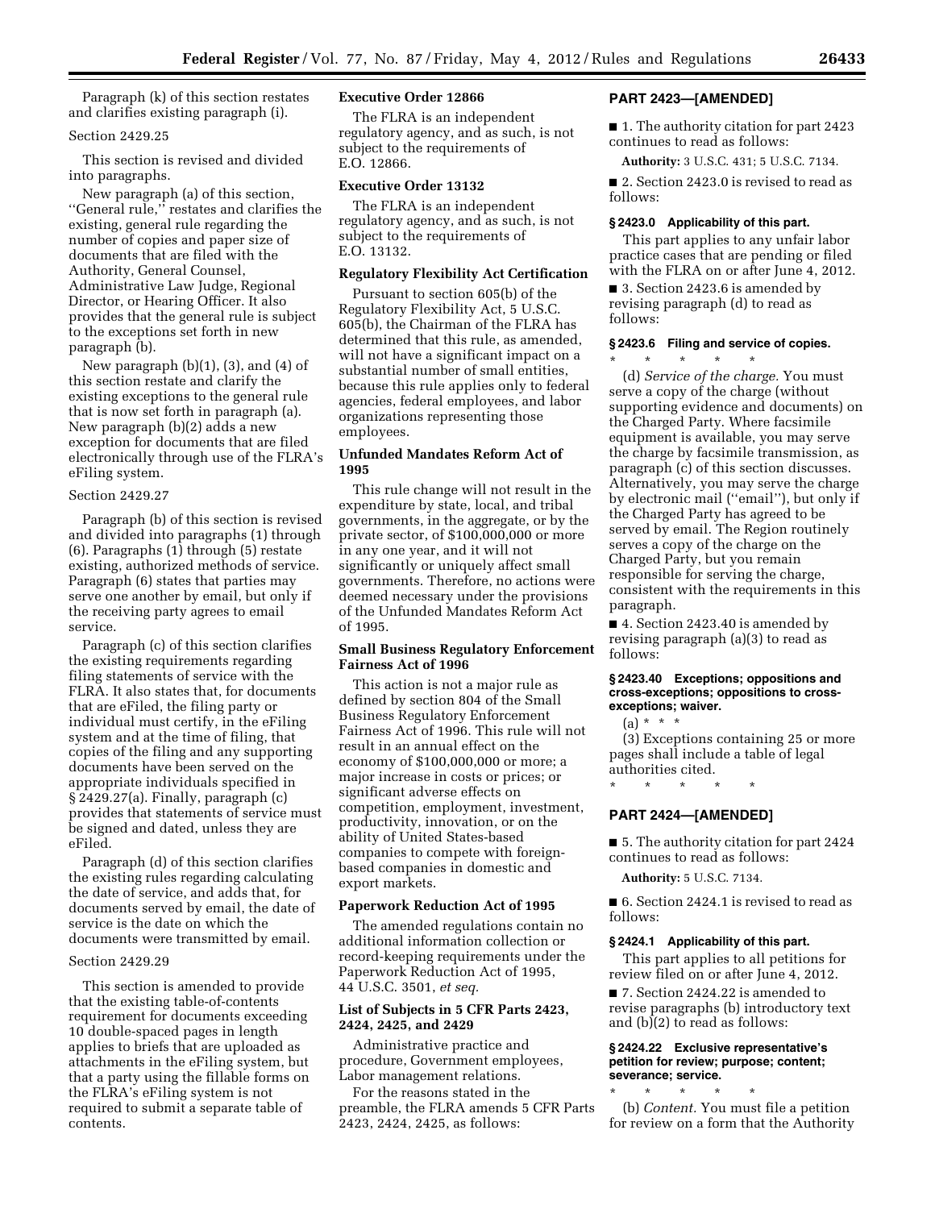Paragraph (k) of this section restates and clarifies existing paragraph (i).

Section 2429.25

This section is revised and divided into paragraphs.

New paragraph (a) of this section, ''General rule,'' restates and clarifies the existing, general rule regarding the number of copies and paper size of documents that are filed with the Authority, General Counsel, Administrative Law Judge, Regional Director, or Hearing Officer. It also provides that the general rule is subject to the exceptions set forth in new paragraph (b).

New paragraph (b)(1), (3), and (4) of this section restate and clarify the existing exceptions to the general rule that is now set forth in paragraph (a). New paragraph (b)(2) adds a new exception for documents that are filed electronically through use of the FLRA's eFiling system.

Section 2429.27

Paragraph (b) of this section is revised and divided into paragraphs (1) through (6). Paragraphs (1) through (5) restate existing, authorized methods of service. Paragraph (6) states that parties may serve one another by email, but only if the receiving party agrees to email service.

Paragraph (c) of this section clarifies the existing requirements regarding filing statements of service with the FLRA. It also states that, for documents that are eFiled, the filing party or individual must certify, in the eFiling system and at the time of filing, that copies of the filing and any supporting documents have been served on the appropriate individuals specified in § 2429.27(a). Finally, paragraph (c) provides that statements of service must be signed and dated, unless they are eFiled.

Paragraph (d) of this section clarifies the existing rules regarding calculating the date of service, and adds that, for documents served by email, the date of service is the date on which the documents were transmitted by email.

Section 2429.29

This section is amended to provide that the existing table-of-contents requirement for documents exceeding 10 double-spaced pages in length applies to briefs that are uploaded as attachments in the eFiling system, but that a party using the fillable forms on the FLRA's eFiling system is not required to submit a separate table of contents.

**Executive Order 12866**

The FLRA is an independent regulatory agency, and as such, is not subject to the requirements of E.O. 12866.

**Executive Order 13132**

The FLRA is an independent regulatory agency, and as such, is not subject to the requirements of E.O. 13132.

**Regulatory Flexibility Act Certification**

Pursuant to section 605(b) of the Regulatory Flexibility Act, 5 U.S.C. 605(b), the Chairman of the FLRA has determined that this rule, as amended, will not have a significant impact on a substantial number of small entities, because this rule applies only to federal agencies, federal employees, and labor organizations representing those employees.

**Unfunded Mandates Reform Act of 1995**

This rule change will not result in the expenditure by state, local, and tribal governments, in the aggregate, or by the private sector, of $100,000,000 or more in any one year, and it will not significantly or uniquely affect small governments. Therefore, no actions were deemed necessary under the provisions of the Unfunded Mandates Reform Act of 1995.

**Small Business Regulatory Enforcement Fairness Act of 1996**

This action is not a major rule as defined by section 804 of the Small Business Regulatory Enforcement Fairness Act of 1996. This rule will not result in an annual effect on the economy of $100,000,000 or more; a major increase in costs or prices; or significant adverse effects on competition, employment, investment, productivity, innovation, or on the ability of United States-based companies to compete with foreign-based companies in domestic and export markets.

**Paperwork Reduction Act of 1995**

The amended regulations contain no additional information collection or record-keeping requirements under the Paperwork Reduction Act of 1995, 44 U.S.C. 3501, *et seq.*

**List of Subjects in 5 CFR Parts 2423, 2424, 2425, and 2429**

Administrative practice and procedure, Government employees, Labor management relations.

For the reasons stated in the preamble, the FLRA amends 5 CFR Parts 2423, 2424, 2425, as follows:

## PART 2423—[AMENDED]

■ 1. The authority citation for part 2423 continues to read as follows:

**Authority:** 3 U.S.C. 431; 5 U.S.C. 7134.

■ 2. Section 2423.0 is revised to read as follows:

### § 2423.0 Applicability of this part.

This part applies to any unfair labor practice cases that are pending or filed with the FLRA on or after June 4, 2012.

■ 3. Section 2423.6 is amended by revising paragraph (d) to read as follows:

### § 2423.6 Filing and service of copies.

\* \* \* \* \*

(d) *Service of the charge.* You must serve a copy of the charge (without supporting evidence and documents) on the Charged Party. Where facsimile equipment is available, you may serve the charge by facsimile transmission, as paragraph (c) of this section discusses. Alternatively, you may serve the charge by electronic mail (''email''), but only if the Charged Party has agreed to be served by email. The Region routinely serves a copy of the charge on the Charged Party, but you remain responsible for serving the charge, consistent with the requirements in this paragraph.

■ 4. Section 2423.40 is amended by revising paragraph (a)(3) to read as follows:

### § 2423.40 Exceptions; oppositions and cross-exceptions; oppositions to cross-exceptions; waiver.

(a) \* \* \*

(3) Exceptions containing 25 or more pages shall include a table of legal authorities cited.

\* \* \* \* \*

## PART 2424—[AMENDED]

■ 5. The authority citation for part 2424 continues to read as follows:

**Authority:** 5 U.S.C. 7134.

■ 6. Section 2424.1 is revised to read as follows:

### § 2424.1 Applicability of this part.

This part applies to all petitions for review filed on or after June 4, 2012.

■ 7. Section 2424.22 is amended to revise paragraphs (b) introductory text and (b)(2) to read as follows:

### § 2424.22 Exclusive representative's petition for review; purpose; content; severance; service.

\* \* \* \* \*

(b) *Content.* You must file a petition for review on a form that the Authority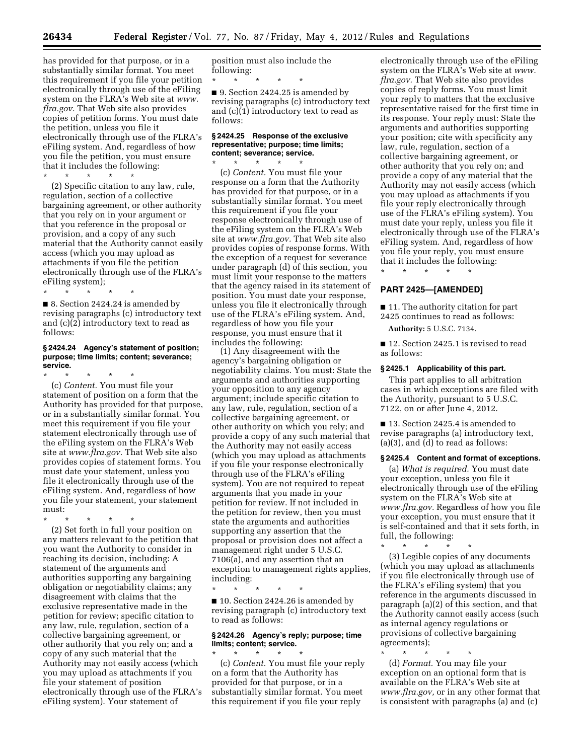has provided for that purpose, or in a substantially similar format. You meet this requirement if you file your petition electronically through use of the eFiling system on the FLRA's Web site at *www.flra.gov.* That Web site also provides copies of petition forms. You must date the petition, unless you file it electronically through use of the FLRA's eFiling system. And, regardless of how you file the petition, you must ensure that it includes the following:

\* \* \* \* \*

(2) Specific citation to any law, rule, regulation, section of a collective bargaining agreement, or other authority that you rely on in your argument or that you reference in the proposal or provision, and a copy of any such material that the Authority cannot easily access (which you may upload as attachments if you file the petition electronically through use of the FLRA's eFiling system);

\* \* \* \* \*

■ 8. Section 2424.24 is amended by revising paragraphs (c) introductory text and (c)(2) introductory text to read as follows:

#### § 2424.24 Agency's statement of position; purpose; time limits; content; severance; service.

\* \* \* \* \*

(c) *Content.* You must file your statement of position on a form that the Authority has provided for that purpose, or in a substantially similar format. You meet this requirement if you file your statement electronically through use of the eFiling system on the FLRA's Web site at *www.flra.gov.* That Web site also provides copies of statement forms. You must date your statement, unless you file it electronically through use of the eFiling system. And, regardless of how you file your statement, your statement must:

\* \* \* \* \*

(2) Set forth in full your position on any matters relevant to the petition that you want the Authority to consider in reaching its decision, including: A statement of the arguments and authorities supporting any bargaining obligation or negotiability claims; any disagreement with claims that the exclusive representative made in the petition for review; specific citation to any law, rule, regulation, section of a collective bargaining agreement, or other authority that you rely on; and a copy of any such material that the Authority may not easily access (which you may upload as attachments if you file your statement of position electronically through use of the FLRA's eFiling system). Your statement of position must also include the following:

\* \* \* \* \*

■ 9. Section 2424.25 is amended by revising paragraphs (c) introductory text and (c)(1) introductory text to read as follows:

#### § 2424.25 Response of the exclusive representative; purpose; time limits; content; severance; service.

\* \* \* \* \*

(c) *Content.* You must file your response on a form that the Authority has provided for that purpose, or in a substantially similar format. You meet this requirement if you file your response electronically through use of the eFiling system on the FLRA's Web site at *www.flra.gov.* That Web site also provides copies of response forms. With the exception of a request for severance under paragraph (d) of this section, you must limit your response to the matters that the agency raised in its statement of position. You must date your response, unless you file it electronically through use of the FLRA's eFiling system. And, regardless of how you file your response, you must ensure that it includes the following:

(1) Any disagreement with the agency's bargaining obligation or negotiability claims. You must: State the arguments and authorities supporting your opposition to any agency argument; include specific citation to any law, rule, regulation, section of a collective bargaining agreement, or other authority on which you rely; and provide a copy of any such material that the Authority may not easily access (which you may upload as attachments if you file your response electronically through use of the FLRA's eFiling system). You are not required to repeat arguments that you made in your petition for review. If not included in the petition for review, then you must state the arguments and authorities supporting any assertion that the proposal or provision does not affect a management right under 5 U.S.C. 7106(a), and any assertion that an exception to management rights applies, including:

\* \* \* \* \*

■ 10. Section 2424.26 is amended by revising paragraph (c) introductory text to read as follows:

#### § 2424.26 Agency's reply; purpose; time limits; content; service.

\* \* \* \* \*

(c) *Content.* You must file your reply on a form that the Authority has provided for that purpose, or in a substantially similar format. You meet this requirement if you file your reply electronically through use of the eFiling system on the FLRA's Web site at *www.flra.gov.* That Web site also provides copies of reply forms. You must limit your reply to matters that the exclusive representative raised for the first time in its response. Your reply must: State the arguments and authorities supporting your position; cite with specificity any law, rule, regulation, section of a collective bargaining agreement, or other authority that you rely on; and provide a copy of any material that the Authority may not easily access (which you may upload as attachments if you file your reply electronically through use of the FLRA's eFiling system). You must date your reply, unless you file it electronically through use of the FLRA's eFiling system. And, regardless of how you file your reply, you must ensure that it includes the following:

\* \* \* \* \*

## PART 2425—[AMENDED]

■ 11. The authority citation for part 2425 continues to read as follows:

**Authority:** 5 U.S.C. 7134.

■ 12. Section 2425.1 is revised to read as follows:

#### § 2425.1 Applicability of this part.

This part applies to all arbitration cases in which exceptions are filed with the Authority, pursuant to 5 U.S.C. 7122, on or after June 4, 2012.

■ 13. Section 2425.4 is amended to revise paragraphs (a) introductory text, (a)(3), and (d) to read as follows:

#### § 2425.4 Content and format of exceptions.

(a) *What is required.* You must date your exception, unless you file it electronically through use of the eFiling system on the FLRA's Web site at *www.flra.gov.* Regardless of how you file your exception, you must ensure that it is self-contained and that it sets forth, in full, the following:

\* \* \* \* \*

(3) Legible copies of any documents (which you may upload as attachments if you file electronically through use of the FLRA's eFiling system) that you reference in the arguments discussed in paragraph (a)(2) of this section, and that the Authority cannot easily access (such as internal agency regulations or provisions of collective bargaining agreements);

\* \* \* \* \*

(d) *Format.* You may file your exception on an optional form that is available on the FLRA's Web site at *www.flra.gov,* or in any other format that is consistent with paragraphs (a) and (c)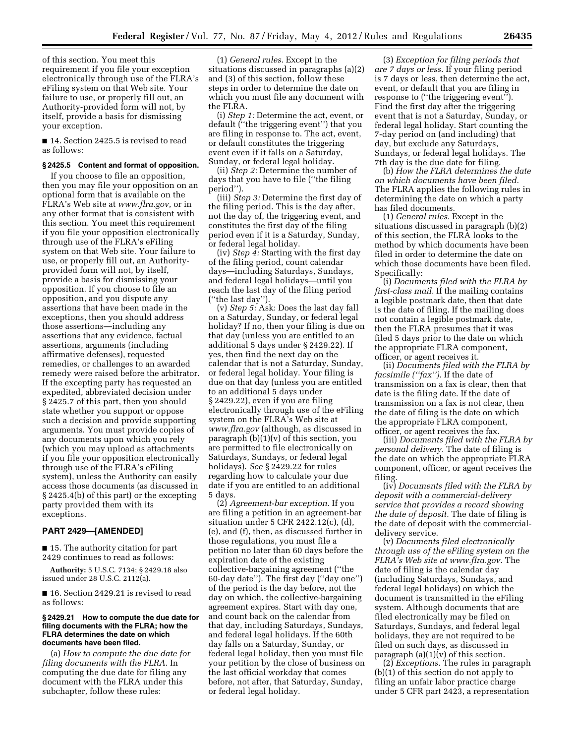of this section. You meet this requirement if you file your exception electronically through use of the FLRA's eFiling system on that Web site. Your failure to use, or properly fill out, an Authority-provided form will not, by itself, provide a basis for dismissing your exception.

■ 14. Section 2425.5 is revised to read as follows:

### § 2425.5 Content and format of opposition.

If you choose to file an opposition, then you may file your opposition on an optional form that is available on the FLRA's Web site at *www.flra.gov*, or in any other format that is consistent with this section. You meet this requirement if you file your opposition electronically through use of the FLRA's eFiling system on that Web site. Your failure to use, or properly fill out, an Authority-provided form will not, by itself, provide a basis for dismissing your opposition. If you choose to file an opposition, and you dispute any assertions that have been made in the exceptions, then you should address those assertions—including any assertions that any evidence, factual assertions, arguments (including affirmative defenses), requested remedies, or challenges to an awarded remedy were raised before the arbitrator. If the excepting party has requested an expedited, abbreviated decision under § 2425.7 of this part, then you should state whether you support or oppose such a decision and provide supporting arguments. You must provide copies of any documents upon which you rely (which you may upload as attachments if you file your opposition electronically through use of the FLRA's eFiling system), unless the Authority can easily access those documents (as discussed in § 2425.4(b) of this part) or the excepting party provided them with its exceptions.

## PART 2429—[AMENDED]

■ 15. The authority citation for part 2429 continues to read as follows:

**Authority:** 5 U.S.C. 7134; § 2429.18 also issued under 28 U.S.C. 2112(a).

■ 16. Section 2429.21 is revised to read as follows:

### § 2429.21 How to compute the due date for filing documents with the FLRA; how the FLRA determines the date on which documents have been filed.

(a) *How to compute the due date for filing documents with the FLRA.* In computing the due date for filing any document with the FLRA under this subchapter, follow these rules:

(1) *General rules.* Except in the situations discussed in paragraphs (a)(2) and (3) of this section, follow these steps in order to determine the date on which you must file any document with the FLRA.

(i) *Step 1:* Determine the act, event, or default ("the triggering event") that you are filing in response to. The act, event, or default constitutes the triggering event even if it falls on a Saturday, Sunday, or federal legal holiday.

(ii) *Step 2:* Determine the number of days that you have to file ("the filing period").

(iii) *Step 3:* Determine the first day of the filing period. This is the day after, not the day of, the triggering event, and constitutes the first day of the filing period even if it is a Saturday, Sunday, or federal legal holiday.

(iv) *Step 4:* Starting with the first day of the filing period, count calendar days—including Saturdays, Sundays, and federal legal holidays—until you reach the last day of the filing period ("the last day").

(v) *Step 5:* Ask: Does the last day fall on a Saturday, Sunday, or federal legal holiday? If no, then your filing is due on that day (unless you are entitled to an additional 5 days under § 2429.22). If yes, then find the next day on the calendar that is not a Saturday, Sunday, or federal legal holiday. Your filing is due on that day (unless you are entitled to an additional 5 days under § 2429.22), even if you are filing electronically through use of the eFiling system on the FLRA's Web site at *www.flra.gov* (although, as discussed in paragraph (b)(1)(v) of this section, you are permitted to file electronically on Saturdays, Sundays, or federal legal holidays). *See* § 2429.22 for rules regarding how to calculate your due date if you are entitled to an additional 5 days.

(2) *Agreement-bar exception.* If you are filing a petition in an agreement-bar situation under 5 CFR 2422.12(c), (d), (e), and (f), then, as discussed further in those regulations, you must file a petition no later than 60 days before the expiration date of the existing collective-bargaining agreement ("the 60-day date"). The first day ("day one") of the period is the day before, not the day on which, the collective-bargaining agreement expires. Start with day one, and count back on the calendar from that day, including Saturdays, Sundays, and federal legal holidays. If the 60th day falls on a Saturday, Sunday, or federal legal holiday, then you must file your petition by the close of business on the last official workday that comes before, not after, that Saturday, Sunday, or federal legal holiday.

(3) *Exception for filing periods that are 7 days or less.* If your filing period is 7 days or less, then determine the act, event, or default that you are filing in response to ("the triggering event"). Find the first day after the triggering event that is not a Saturday, Sunday, or federal legal holiday. Start counting the 7-day period on (and including) that day, but exclude any Saturdays, Sundays, or federal legal holidays. The 7th day is the due date for filing.

(b) *How the FLRA determines the date on which documents have been filed.* The FLRA applies the following rules in determining the date on which a party has filed documents.

(1) *General rules.* Except in the situations discussed in paragraph (b)(2) of this section, the FLRA looks to the method by which documents have been filed in order to determine the date on which those documents have been filed. Specifically:

(i) *Documents filed with the FLRA by first-class mail.* If the mailing contains a legible postmark date, then that date is the date of filing. If the mailing does not contain a legible postmark date, then the FLRA presumes that it was filed 5 days prior to the date on which the appropriate FLRA component, officer, or agent receives it.

(ii) *Documents filed with the FLRA by facsimile ("fax").* If the date of transmission on a fax is clear, then that date is the filing date. If the date of transmission on a fax is not clear, then the date of filing is the date on which the appropriate FLRA component, officer, or agent receives the fax.

(iii) *Documents filed with the FLRA by personal delivery.* The date of filing is the date on which the appropriate FLRA component, officer, or agent receives the filing.

(iv) *Documents filed with the FLRA by deposit with a commercial-delivery service that provides a record showing the date of deposit.* The date of filing is the date of deposit with the commercial-delivery service.

(v) *Documents filed electronically through use of the eFiling system on the FLRA's Web site at www.flra.gov.* The date of filing is the calendar day (including Saturdays, Sundays, and federal legal holidays) on which the document is transmitted in the eFiling system. Although documents that are filed electronically may be filed on Saturdays, Sundays, and federal legal holidays, they are not required to be filed on such days, as discussed in paragraph (a)(1)(v) of this section.

(2) *Exceptions.* The rules in paragraph (b)(1) of this section do not apply to filing an unfair labor practice charge under 5 CFR part 2423, a representation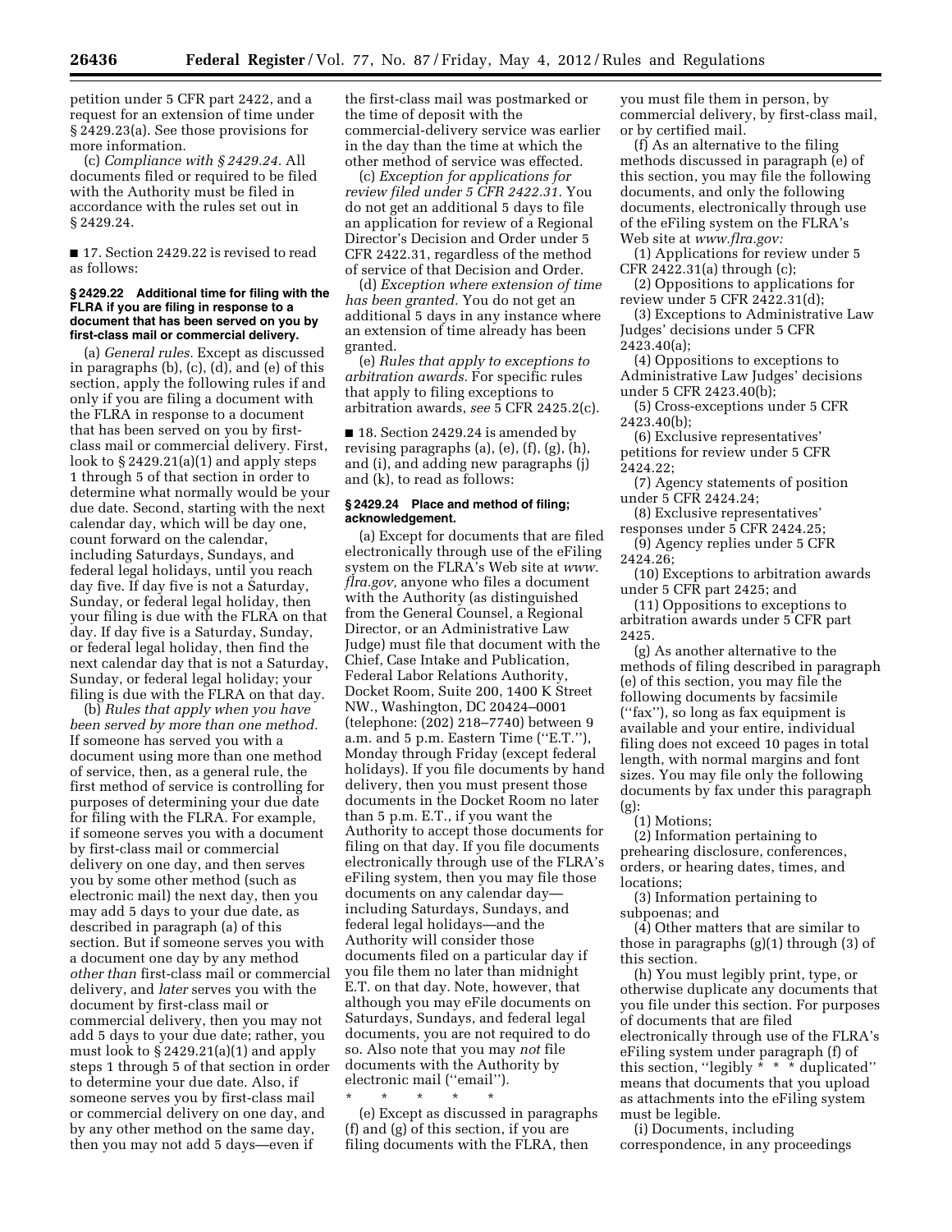petition under 5 CFR part 2422, and a request for an extension of time under § 2429.23(a). See those provisions for more information.

(c) *Compliance with § 2429.24.* All documents filed or required to be filed with the Authority must be filed in accordance with the rules set out in § 2429.24.

■ 17. Section 2429.22 is revised to read as follows:

**§ 2429.22 Additional time for filing with the FLRA if you are filing in response to a document that has been served on you by first-class mail or commercial delivery.**

(a) *General rules.* Except as discussed in paragraphs (b), (c), (d), and (e) of this section, apply the following rules if and only if you are filing a document with the FLRA in response to a document that has been served on you by first-class mail or commercial delivery. First, look to § 2429.21(a)(1) and apply steps 1 through 5 of that section in order to determine what normally would be your due date. Second, starting with the next calendar day, which will be day one, count forward on the calendar, including Saturdays, Sundays, and federal legal holidays, until you reach day five. If day five is not a Saturday, Sunday, or federal legal holiday, then your filing is due with the FLRA on that day. If day five is a Saturday, Sunday, or federal legal holiday, then find the next calendar day that is not a Saturday, Sunday, or federal legal holiday; your filing is due with the FLRA on that day.

(b) *Rules that apply when you have been served by more than one method.* If someone has served you with a document using more than one method of service, then, as a general rule, the first method of service is controlling for purposes of determining your due date for filing with the FLRA. For example, if someone serves you with a document by first-class mail or commercial delivery on one day, and then serves you by some other method (such as electronic mail) the next day, then you may add 5 days to your due date, as described in paragraph (a) of this section. But if someone serves you with a document one day by any method *other than* first-class mail or commercial delivery, and *later* serves you with the document by first-class mail or commercial delivery, then you may not add 5 days to your due date; rather, you must look to § 2429.21(a)(1) and apply steps 1 through 5 of that section in order to determine your due date. Also, if someone serves you by first-class mail or commercial delivery on one day, and by any other method on the same day, then you may not add 5 days—even if the first-class mail was postmarked or the time of deposit with the commercial-delivery service was earlier in the day than the time at which the other method of service was effected.

(c) *Exception for applications for review filed under 5 CFR 2422.31.* You do not get an additional 5 days to file an application for review of a Regional Director's Decision and Order under 5 CFR 2422.31, regardless of the method of service of that Decision and Order.

(d) *Exception where extension of time has been granted.* You do not get an additional 5 days in any instance where an extension of time already has been granted.

(e) *Rules that apply to exceptions to arbitration awards.* For specific rules that apply to filing exceptions to arbitration awards, *see* 5 CFR 2425.2(c).

■ 18. Section 2429.24 is amended by revising paragraphs (a), (e), (f), (g), (h), and (i), and adding new paragraphs (j) and (k), to read as follows:

**§ 2429.24 Place and method of filing; acknowledgement.**

(a) Except for documents that are filed electronically through use of the eFiling system on the FLRA's Web site at *www.flra.gov,* anyone who files a document with the Authority (as distinguished from the General Counsel, a Regional Director, or an Administrative Law Judge) must file that document with the Chief, Case Intake and Publication, Federal Labor Relations Authority, Docket Room, Suite 200, 1400 K Street NW., Washington, DC 20424–0001 (telephone: (202) 218–7740) between 9 a.m. and 5 p.m. Eastern Time (''E.T.''), Monday through Friday (except federal holidays). If you file documents by hand delivery, then you must present those documents in the Docket Room no later than 5 p.m. E.T., if you want the Authority to accept those documents for filing on that day. If you file documents electronically through use of the FLRA's eFiling system, then you may file those documents on any calendar day—including Saturdays, Sundays, and federal legal holidays—and the Authority will consider those documents filed on a particular day if you file them no later than midnight E.T. on that day. Note, however, that although you may eFile documents on Saturdays, Sundays, and federal legal documents, you are not required to do so. Also note that you may *not* file documents with the Authority by electronic mail (''email'').

\* \* \* \* \*

(e) Except as discussed in paragraphs (f) and (g) of this section, if you are filing documents with the FLRA, then you must file them in person, by commercial delivery, by first-class mail, or by certified mail.

(f) As an alternative to the filing methods discussed in paragraph (e) of this section, you may file the following documents, and only the following documents, electronically through use of the eFiling system on the FLRA's Web site at *www.flra.gov:*

(1) Applications for review under 5 CFR 2422.31(a) through (c);

(2) Oppositions to applications for review under 5 CFR 2422.31(d);

(3) Exceptions to Administrative Law Judges' decisions under 5 CFR 2423.40(a);

(4) Oppositions to exceptions to Administrative Law Judges' decisions under 5 CFR 2423.40(b);

(5) Cross-exceptions under 5 CFR 2423.40(b);

(6) Exclusive representatives' petitions for review under 5 CFR 2424.22;

(7) Agency statements of position under 5 CFR 2424.24;

(8) Exclusive representatives' responses under 5 CFR 2424.25;

(9) Agency replies under 5 CFR 2424.26;

(10) Exceptions to arbitration awards under 5 CFR part 2425; and

(11) Oppositions to exceptions to arbitration awards under 5 CFR part 2425.

(g) As another alternative to the methods of filing described in paragraph (e) of this section, you may file the following documents by facsimile (''fax''), so long as fax equipment is available and your entire, individual filing does not exceed 10 pages in total length, with normal margins and font sizes. You may file only the following documents by fax under this paragraph (g):

(1) Motions;

(2) Information pertaining to prehearing disclosure, conferences, orders, or hearing dates, times, and locations;

(3) Information pertaining to subpoenas; and

(4) Other matters that are similar to those in paragraphs (g)(1) through (3) of this section.

(h) You must legibly print, type, or otherwise duplicate any documents that you file under this section. For purposes of documents that are filed electronically through use of the FLRA's eFiling system under paragraph (f) of this section, ''legibly * * * duplicated'' means that documents that you upload as attachments into the eFiling system must be legible.

(i) Documents, including correspondence, in any proceedings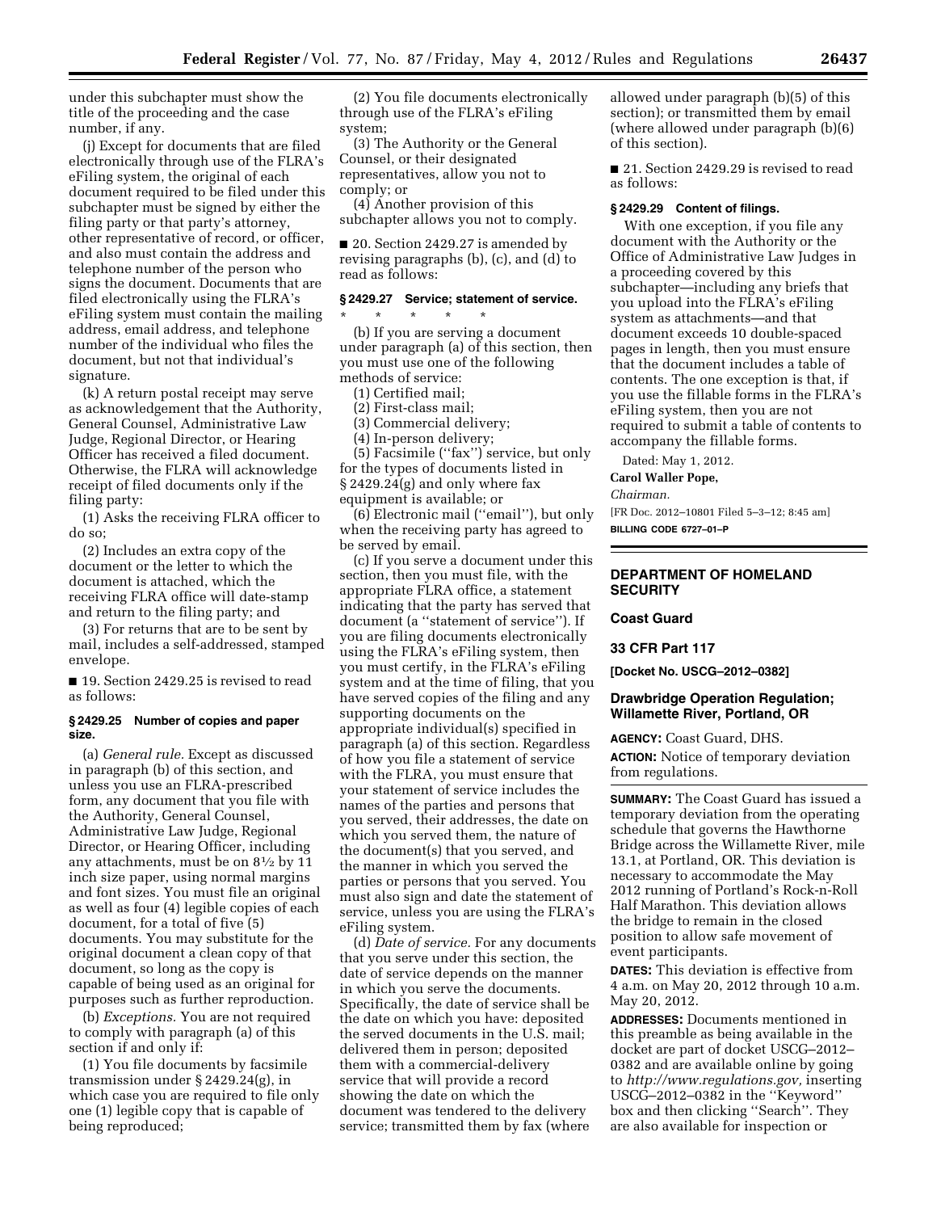under this subchapter must show the title of the proceeding and the case number, if any.

(j) Except for documents that are filed electronically through use of the FLRA's eFiling system, the original of each document required to be filed under this subchapter must be signed by either the filing party or that party's attorney, other representative of record, or officer, and also must contain the address and telephone number of the person who signs the document. Documents that are filed electronically using the FLRA's eFiling system must contain the mailing address, email address, and telephone number of the individual who files the document, but not that individual's signature.

(k) A return postal receipt may serve as acknowledgement that the Authority, General Counsel, Administrative Law Judge, Regional Director, or Hearing Officer has received a filed document. Otherwise, the FLRA will acknowledge receipt of filed documents only if the filing party:

(1) Asks the receiving FLRA officer to do so;

(2) Includes an extra copy of the document or the letter to which the document is attached, which the receiving FLRA office will date-stamp and return to the filing party; and

(3) For returns that are to be sent by mail, includes a self-addressed, stamped envelope.

■ 19. Section 2429.25 is revised to read as follows:

### § 2429.25 Number of copies and paper size.

(a) *General rule.* Except as discussed in paragraph (b) of this section, and unless you use an FLRA-prescribed form, any document that you file with the Authority, General Counsel, Administrative Law Judge, Regional Director, or Hearing Officer, including any attachments, must be on 8½ by 11 inch size paper, using normal margins and font sizes. You must file an original as well as four (4) legible copies of each document, for a total of five (5) documents. You may substitute for the original document a clean copy of that document, so long as the copy is capable of being used as an original for purposes such as further reproduction.

(b) *Exceptions.* You are not required to comply with paragraph (a) of this section if and only if:

(1) You file documents by facsimile transmission under § 2429.24(g), in which case you are required to file only one (1) legible copy that is capable of being reproduced;

(2) You file documents electronically through use of the FLRA's eFiling system;

(3) The Authority or the General Counsel, or their designated representatives, allow you not to comply; or

(4) Another provision of this subchapter allows you not to comply.

■ 20. Section 2429.27 is amended by revising paragraphs (b), (c), and (d) to read as follows:

### § 2429.27 Service; statement of service.

\* \* \* \* \*

(b) If you are serving a document under paragraph (a) of this section, then you must use one of the following methods of service:

(1) Certified mail;

(2) First-class mail;

(3) Commercial delivery;

(4) In-person delivery;

(5) Facsimile (''fax'') service, but only for the types of documents listed in § 2429.24(g) and only where fax equipment is available; or

(6) Electronic mail (''email''), but only when the receiving party has agreed to be served by email.

(c) If you serve a document under this section, then you must file, with the appropriate FLRA office, a statement indicating that the party has served that document (a ''statement of service''). If you are filing documents electronically using the FLRA's eFiling system, then you must certify, in the FLRA's eFiling system and at the time of filing, that you have served copies of the filing and any supporting documents on the appropriate individual(s) specified in paragraph (a) of this section. Regardless of how you file a statement of service with the FLRA, you must ensure that your statement of service includes the names of the parties and persons that you served, their addresses, the date on which you served them, the nature of the document(s) that you served, and the manner in which you served the parties or persons that you served. You must also sign and date the statement of service, unless you are using the FLRA's eFiling system.

(d) *Date of service.* For any documents that you serve under this section, the date of service depends on the manner in which you serve the documents. Specifically, the date of service shall be the date on which you have: deposited the served documents in the U.S. mail; delivered them in person; deposited them with a commercial-delivery service that will provide a record showing the date on which the document was tendered to the delivery service; transmitted them by fax (where allowed under paragraph (b)(5) of this section); or transmitted them by email (where allowed under paragraph (b)(6) of this section).

■ 21. Section 2429.29 is revised to read as follows:

### § 2429.29 Content of filings.

With one exception, if you file any document with the Authority or the Office of Administrative Law Judges in a proceeding covered by this subchapter—including any briefs that you upload into the FLRA's eFiling system as attachments—and that document exceeds 10 double-spaced pages in length, then you must ensure that the document includes a table of contents. The one exception is that, if you use the fillable forms in the FLRA's eFiling system, then you are not required to submit a table of contents to accompany the fillable forms.

Dated: May 1, 2012.

**Carol Waller Pope,**

*Chairman.*

[FR Doc. 2012–10801 Filed 5–3–12; 8:45 am]

**BILLING CODE 6727–01–P**

---

## DEPARTMENT OF HOMELAND SECURITY

### Coast Guard

### 33 CFR Part 117

**[Docket No. USCG–2012–0382]**

### Drawbridge Operation Regulation; Willamette River, Portland, OR

**AGENCY:** Coast Guard, DHS.

**ACTION:** Notice of temporary deviation from regulations.

**SUMMARY:** The Coast Guard has issued a temporary deviation from the operating schedule that governs the Hawthorne Bridge across the Willamette River, mile 13.1, at Portland, OR. This deviation is necessary to accommodate the May 2012 running of Portland's Rock-n-Roll Half Marathon. This deviation allows the bridge to remain in the closed position to allow safe movement of event participants.

**DATES:** This deviation is effective from 4 a.m. on May 20, 2012 through 10 a.m. May 20, 2012.

**ADDRESSES:** Documents mentioned in this preamble as being available in the docket are part of docket USCG–2012–0382 and are available online by going to *http://www.regulations.gov,* inserting USCG–2012–0382 in the ''Keyword'' box and then clicking ''Search''. They are also available for inspection or